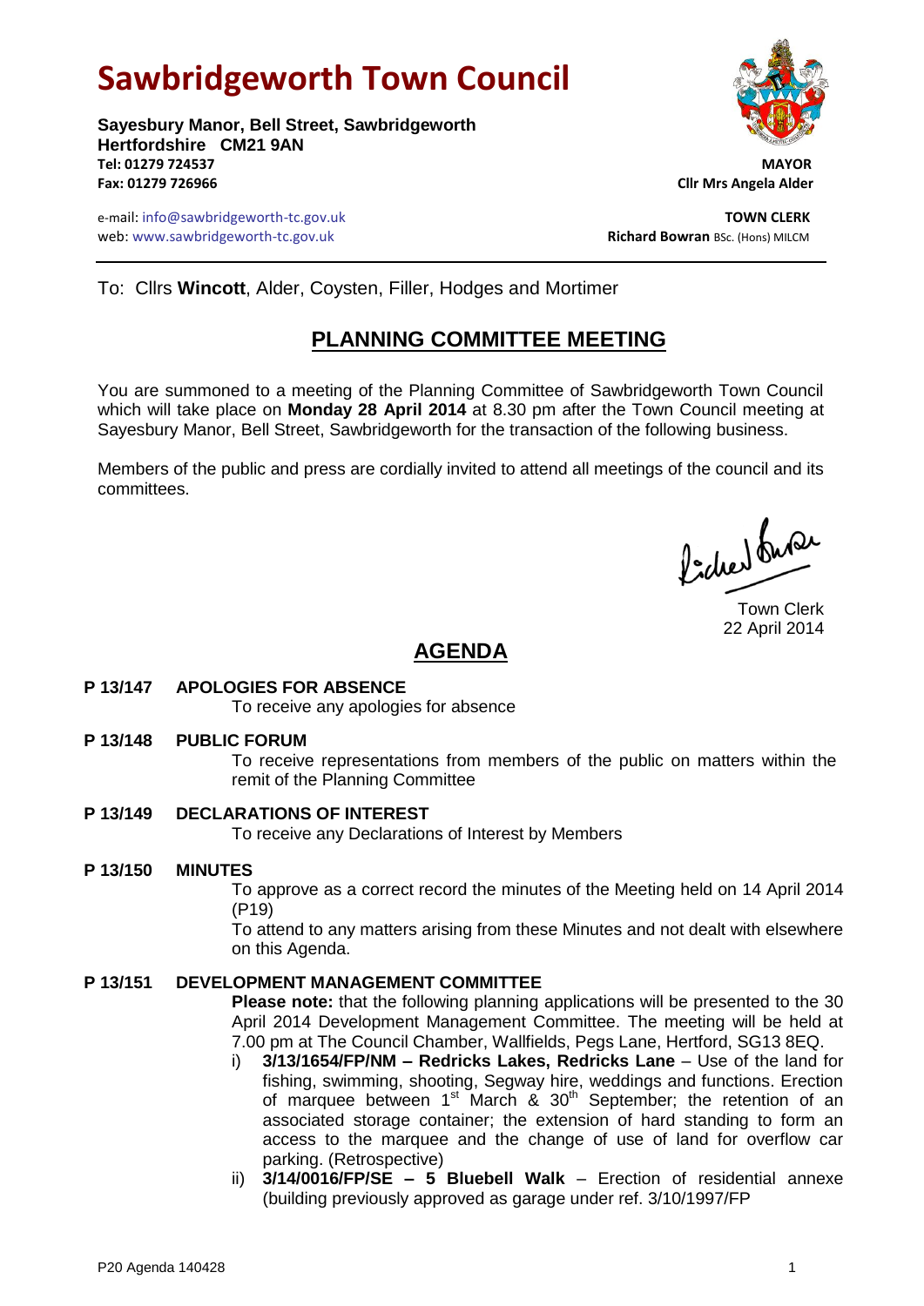# Sawbridgeworth Town Council

**Sayesbury Manor, Bell Street, Sawbridgeworth**
**Hertfordshire CM21 9AN**
**Tel: 01279 724537**
**Fax: 01279 726966**

**MAYOR**
**Cllr Mrs Angela Alder**

e-mail: info@sawbridgeworth-tc.gov.uk
web: www.sawbridgeworth-tc.gov.uk

**TOWN CLERK**
**Richard Bowran** BSc. (Hons) MILCM

---

To: Cllrs **Wincott**, Alder, Coysten, Filler, Hodges and Mortimer

## PLANNING COMMITTEE MEETING

You are summoned to a meeting of the Planning Committee of Sawbridgeworth Town Council which will take place on **Monday 28 April 2014** at 8.30 pm after the Town Council meeting at Sayesbury Manor, Bell Street, Sawbridgeworth for the transaction of the following business.

Members of the public and press are cordially invited to attend all meetings of the council and its committees.

Town Clerk
22 April 2014

## AGENDA

**P 13/147 APOLOGIES FOR ABSENCE**
To receive any apologies for absence

**P 13/148 PUBLIC FORUM**
To receive representations from members of the public on matters within the remit of the Planning Committee

**P 13/149 DECLARATIONS OF INTEREST**
To receive any Declarations of Interest by Members

**P 13/150 MINUTES**
To approve as a correct record the minutes of the Meeting held on 14 April 2014 (P19)
To attend to any matters arising from these Minutes and not dealt with elsewhere on this Agenda.

**P 13/151 DEVELOPMENT MANAGEMENT COMMITTEE**
**Please note:** that the following planning applications will be presented to the 30 April 2014 Development Management Committee. The meeting will be held at 7.00 pm at The Council Chamber, Wallfields, Pegs Lane, Hertford, SG13 8EQ.

i) **3/13/1654/FP/NM – Redricks Lakes, Redricks Lane** – Use of the land for fishing, swimming, shooting, Segway hire, weddings and functions. Erection of marquee between 1st March & 30th September; the retention of an associated storage container; the extension of hard standing to form an access to the marquee and the change of use of land for overflow car parking. (Retrospective)

ii) **3/14/0016/FP/SE – 5 Bluebell Walk** – Erection of residential annexe (building previously approved as garage under ref. 3/10/1997/FP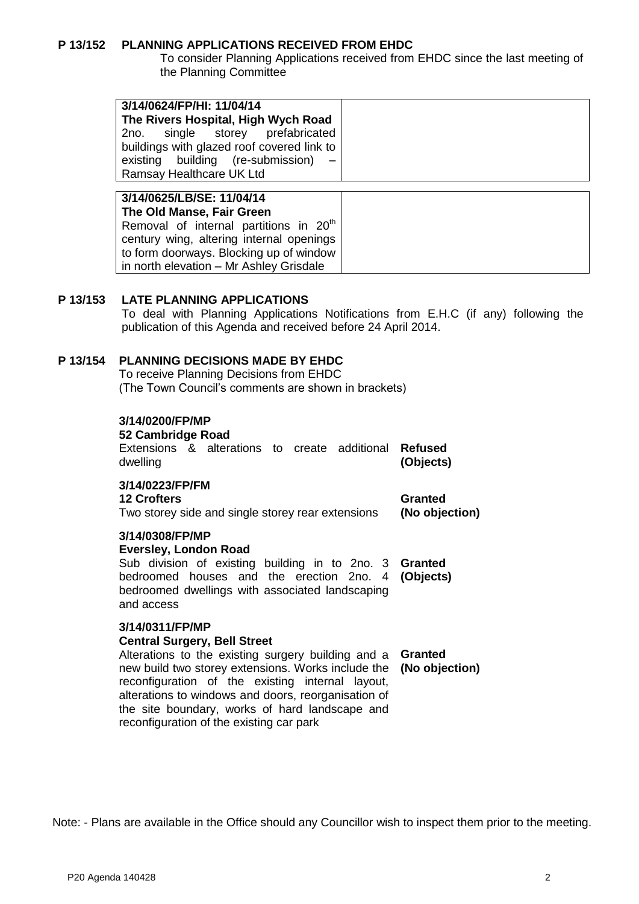**P 13/152 PLANNING APPLICATIONS RECEIVED FROM EHDC**

To consider Planning Applications received from EHDC since the last meeting of the Planning Committee

| | |
|---|---|
| **3/14/0624/FP/HI: 11/04/14**<br>**The Rivers Hospital, High Wych Road**<br>2no. single storey prefabricated buildings with glazed roof covered link to existing building (re-submission) – Ramsay Healthcare UK Ltd | |

| | |
|---|---|
| **3/14/0625/LB/SE: 11/04/14**<br>**The Old Manse, Fair Green**<br>Removal of internal partitions in 20th century wing, altering internal openings to form doorways. Blocking up of window in north elevation – Mr Ashley Grisdale | |

**P 13/153 LATE PLANNING APPLICATIONS**

To deal with Planning Applications Notifications from E.H.C (if any) following the publication of this Agenda and received before 24 April 2014.

**P 13/154 PLANNING DECISIONS MADE BY EHDC**

To receive Planning Decisions from EHDC
(The Town Council's comments are shown in brackets)

| | |
|---|---|
| **3/14/0200/FP/MP**<br>**52 Cambridge Road**<br>Extensions & alterations to create additional dwelling | **Refused**<br>**(Objects)** |
| **3/14/0223/FP/FM**<br>**12 Crofters**<br>Two storey side and single storey rear extensions | **Granted**<br>**(No objection)** |
| **3/14/0308/FP/MP**<br>**Eversley, London Road**<br>Sub division of existing building in to 2no. 3 bedroomed houses and the erection 2no. 4 bedroomed dwellings with associated landscaping and access | **Granted**<br>**(Objects)** |
| **3/14/0311/FP/MP**<br>**Central Surgery, Bell Street**<br>Alterations to the existing surgery building and a new build two storey extensions. Works include the reconfiguration of the existing internal layout, alterations to windows and doors, reorganisation of the site boundary, works of hard landscape and reconfiguration of the existing car park | **Granted**<br>**(No objection)** |

Note: - Plans are available in the Office should any Councillor wish to inspect them prior to the meeting.